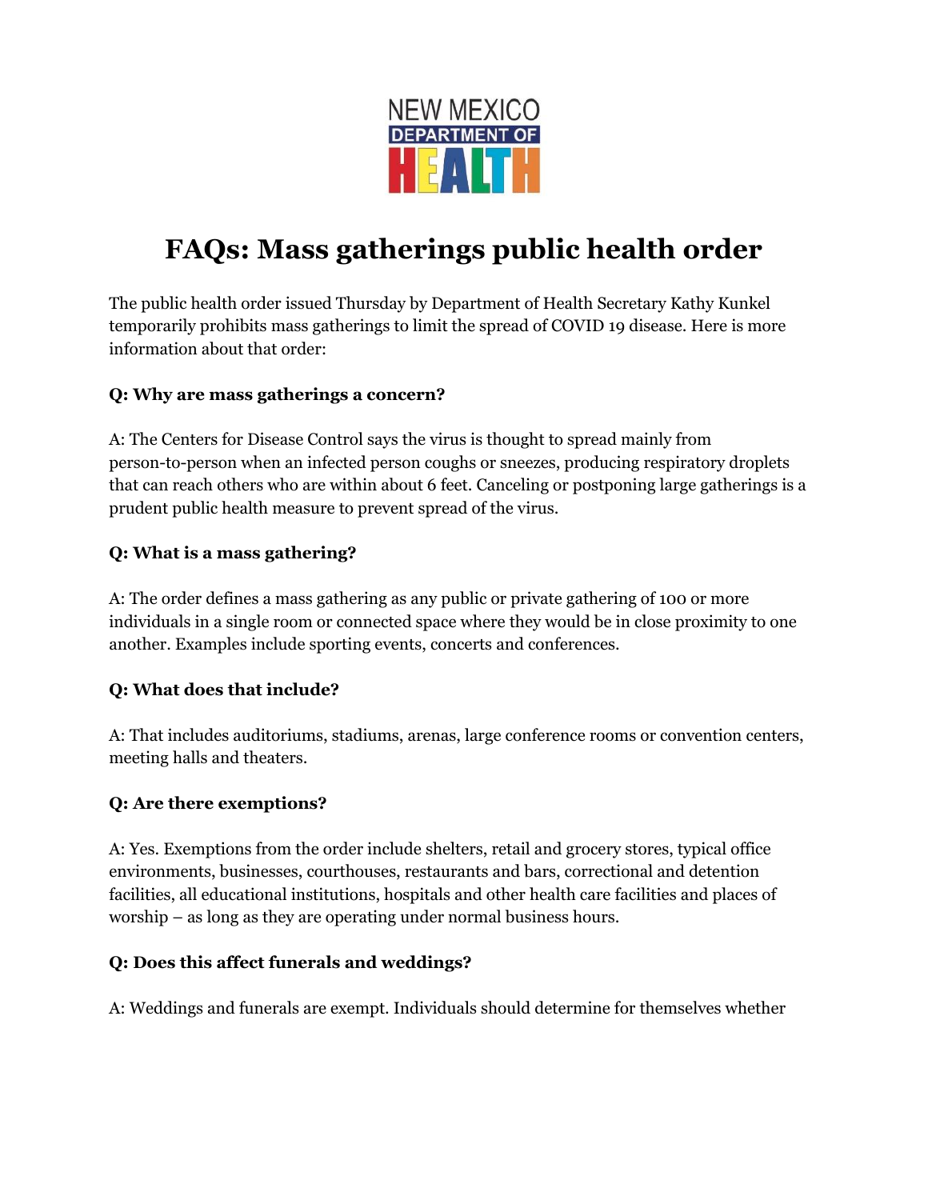NEW MEXICO DEPARTMENT OF HEALTH

# FAQs: Mass gatherings public health order

The public health order issued Thursday by Department of Health Secretary Kathy Kunkel temporarily prohibits mass gatherings to limit the spread of COVID 19 disease. Here is more information about that order:

**Q: Why are mass gatherings a concern?**

A: The Centers for Disease Control says the virus is thought to spread mainly from person-to-person when an infected person coughs or sneezes, producing respiratory droplets that can reach others who are within about 6 feet. Canceling or postponing large gatherings is a prudent public health measure to prevent spread of the virus.

**Q: What is a mass gathering?**

A: The order defines a mass gathering as any public or private gathering of 100 or more individuals in a single room or connected space where they would be in close proximity to one another. Examples include sporting events, concerts and conferences.

**Q: What does that include?**

A: That includes auditoriums, stadiums, arenas, large conference rooms or convention centers, meeting halls and theaters.

**Q: Are there exemptions?**

A: Yes. Exemptions from the order include shelters, retail and grocery stores, typical office environments, businesses, courthouses, restaurants and bars, correctional and detention facilities, all educational institutions, hospitals and other health care facilities and places of worship – as long as they are operating under normal business hours.

**Q: Does this affect funerals and weddings?**

A: Weddings and funerals are exempt. Individuals should determine for themselves whether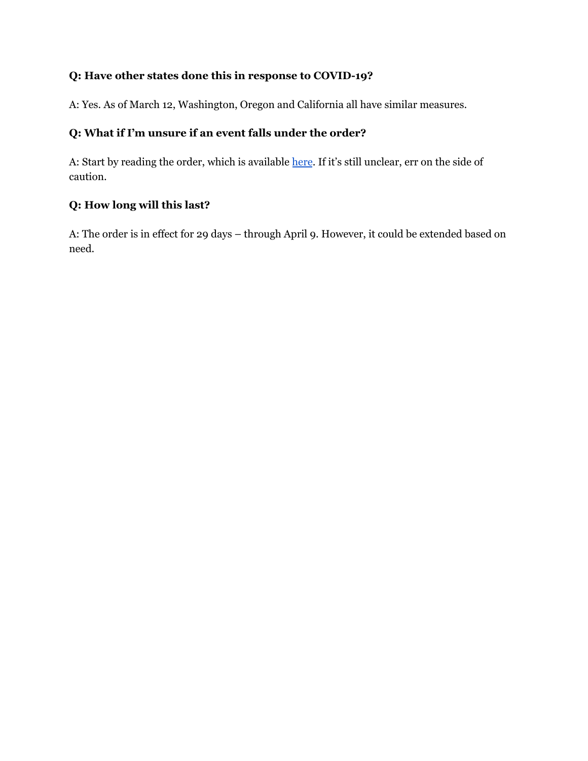**Q: Have other states done this in response to COVID-19?**

A: Yes. As of March 12, Washington, Oregon and California all have similar measures.

**Q: What if I'm unsure if an event falls under the order?**

A: Start by reading the order, which is available here. If it's still unclear, err on the side of caution.

**Q: How long will this last?**

A: The order is in effect for 29 days – through April 9. However, it could be extended based on need.